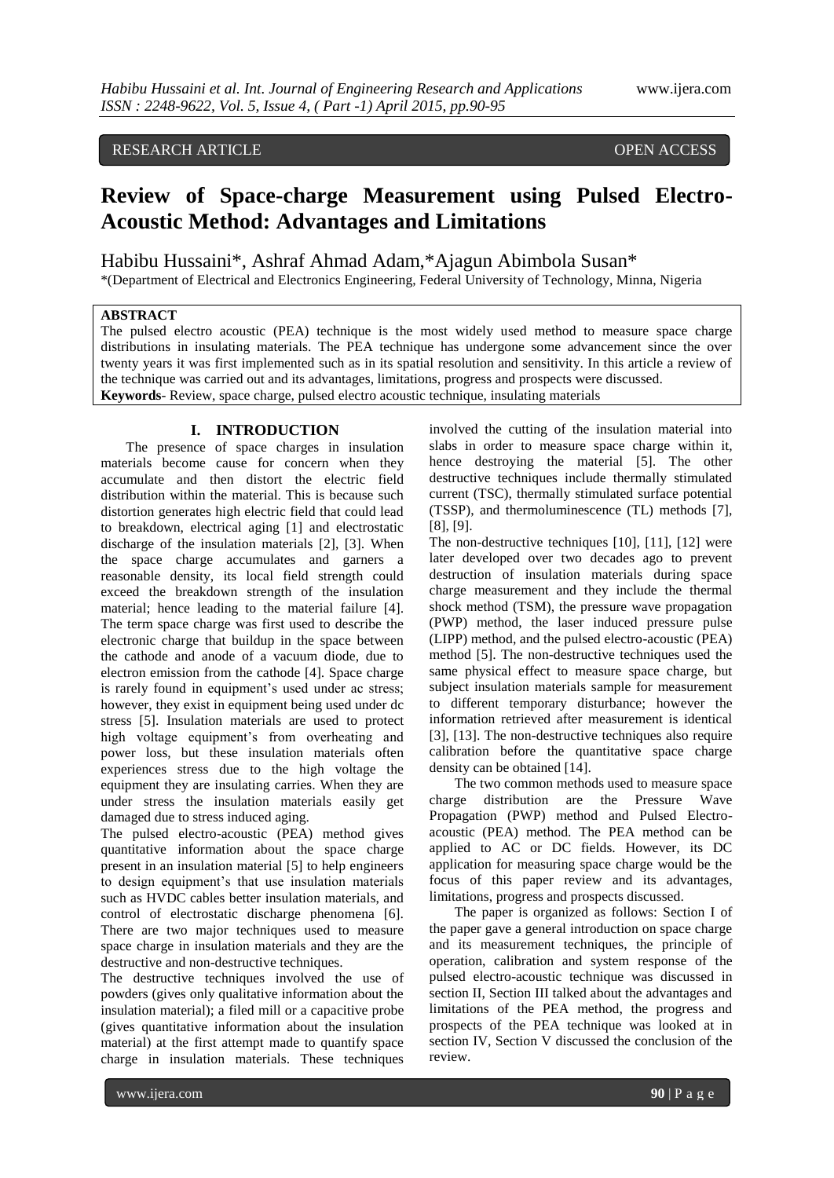RESEARCH ARTICLE OPEN ACCESS

# Review of Space-charge Measurement using Pulsed Electro-Acoustic Method: Advantages and Limitations

Habibu Hussaini*, Ashraf Ahmad Adam,*Ajagun Abimbola Susan*

*(Department of Electrical and Electronics Engineering, Federal University of Technology, Minna, Nigeria

**ABSTRACT**

The pulsed electro acoustic (PEA) technique is the most widely used method to measure space charge distributions in insulating materials. The PEA technique has undergone some advancement since the over twenty years it was first implemented such as in its spatial resolution and sensitivity. In this article a review of the technique was carried out and its advantages, limitations, progress and prospects were discussed.

**Keywords**- Review, space charge, pulsed electro acoustic technique, insulating materials

## I. INTRODUCTION

The presence of space charges in insulation materials become cause for concern when they accumulate and then distort the electric field distribution within the material. This is because such distortion generates high electric field that could lead to breakdown, electrical aging [1] and electrostatic discharge of the insulation materials [2], [3]. When the space charge accumulates and garners a reasonable density, its local field strength could exceed the breakdown strength of the insulation material; hence leading to the material failure [4]. The term space charge was first used to describe the electronic charge that buildup in the space between the cathode and anode of a vacuum diode, due to electron emission from the cathode [4]. Space charge is rarely found in equipment's used under ac stress; however, they exist in equipment being used under dc stress [5]. Insulation materials are used to protect high voltage equipment's from overheating and power loss, but these insulation materials often experiences stress due to the high voltage the equipment they are insulating carries. When they are under stress the insulation materials easily get damaged due to stress induced aging.

The pulsed electro-acoustic (PEA) method gives quantitative information about the space charge present in an insulation material [5] to help engineers to design equipment's that use insulation materials such as HVDC cables better insulation materials, and control of electrostatic discharge phenomena [6]. There are two major techniques used to measure space charge in insulation materials and they are the destructive and non-destructive techniques.

The destructive techniques involved the use of powders (gives only qualitative information about the insulation material); a filed mill or a capacitive probe (gives quantitative information about the insulation material) at the first attempt made to quantify space charge in insulation materials. These techniques involved the cutting of the insulation material into slabs in order to measure space charge within it, hence destroying the material [5]. The other destructive techniques include thermally stimulated current (TSC), thermally stimulated surface potential (TSSP), and thermoluminescence (TL) methods [7], [8], [9].

The non-destructive techniques [10], [11], [12] were later developed over two decades ago to prevent destruction of insulation materials during space charge measurement and they include the thermal shock method (TSM), the pressure wave propagation (PWP) method, the laser induced pressure pulse (LIPP) method, and the pulsed electro-acoustic (PEA) method [5]. The non-destructive techniques used the same physical effect to measure space charge, but subject insulation materials sample for measurement to different temporary disturbance; however the information retrieved after measurement is identical [3], [13]. The non-destructive techniques also require calibration before the quantitative space charge density can be obtained [14].

The two common methods used to measure space charge distribution are the Pressure Wave Propagation (PWP) method and Pulsed Electro-acoustic (PEA) method. The PEA method can be applied to AC or DC fields. However, its DC application for measuring space charge would be the focus of this paper review and its advantages, limitations, progress and prospects discussed.

The paper is organized as follows: Section I of the paper gave a general introduction on space charge and its measurement techniques, the principle of operation, calibration and system response of the pulsed electro-acoustic technique was discussed in section II, Section III talked about the advantages and limitations of the PEA method, the progress and prospects of the PEA technique was looked at in section IV, Section V discussed the conclusion of the review.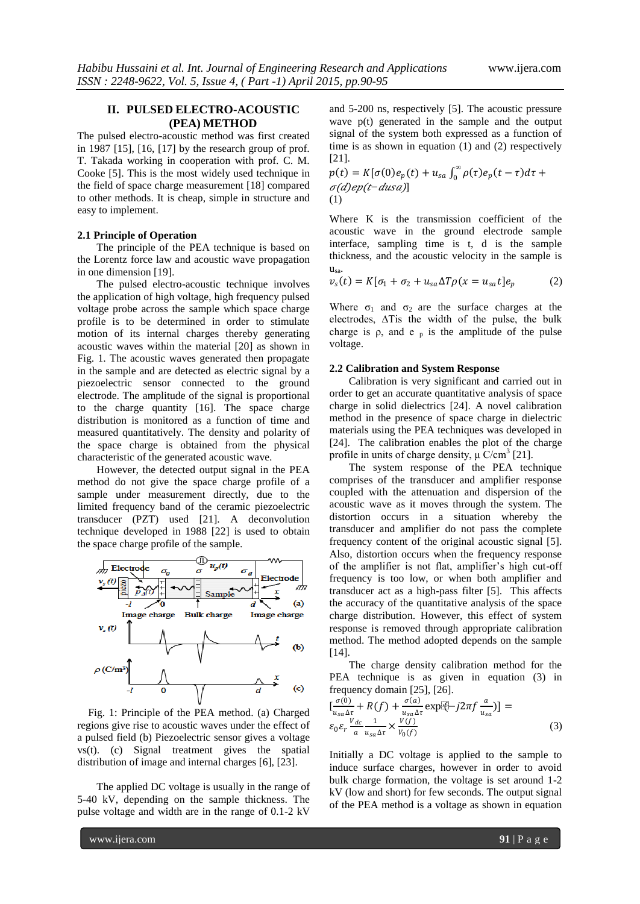## II. PULSED ELECTRO-ACOUSTIC (PEA) METHOD

The pulsed electro-acoustic method was first created in 1987 [15], [16], [17] by the research group of prof. T. Takada working in cooperation with prof. C. M. Cooke [5]. This is the most widely used technique in the field of space charge measurement [18] compared to other methods. It is cheap, simple in structure and easy to implement.

### 2.1 Principle of Operation

The principle of the PEA technique is based on the Lorentz force law and acoustic wave propagation in one dimension [19].

The pulsed electro-acoustic technique involves the application of high voltage, high frequency pulsed voltage probe across the sample which space charge profile is to be determined in order to stimulate motion of its internal charges thereby generating acoustic waves within the material [20] as shown in Fig. 1. The acoustic waves generated then propagate in the sample and are detected as electric signal by a piezoelectric sensor connected to the ground electrode. The amplitude of the signal is proportional to the charge quantity [16]. The space charge distribution is monitored as a function of time and measured quantitatively. The density and polarity of the space charge is obtained from the physical characteristic of the generated acoustic wave.

However, the detected output signal in the PEA method do not give the space charge profile of a sample under measurement directly, due to the limited frequency band of the ceramic piezoelectric transducer (PZT) used [21]. A deconvolution technique developed in 1988 [22] is used to obtain the space charge profile of the sample.

Fig. 1: Principle of the PEA method. (a) Charged regions give rise to acoustic waves under the effect of a pulsed field (b) Piezoelectric sensor gives a voltage vs(t). (c) Signal treatment gives the spatial distribution of image and internal charges [6], [23].

The applied DC voltage is usually in the range of 5-40 kV, depending on the sample thickness. The pulse voltage and width are in the range of 0.1-2 kV and 5-200 ns, respectively [5]. The acoustic pressure wave p(t) generated in the sample and the output signal of the system both expressed as a function of time is as shown in equation (1) and (2) respectively [21].

$$p(t) = K[\sigma(0)e_p(t) + u_{sa}\int_0^{\infty}\rho(\tau)e_p(t-\tau)d\tau + \sigma(d)ep(t-dusa)] \quad (1)$$

Where K is the transmission coefficient of the acoustic wave in the ground electrode sample interface, sampling time is t, d is the sample thickness, and the acoustic velocity in the sample is $u_{sa}$.

$$v_s(t) = K[\sigma_1 + \sigma_2 + u_{sa}\Delta T\rho(x = u_{sa}t]e_p \quad (2)$$

Where $\sigma_1$ and $\sigma_2$ are the surface charges at the electrodes, $\Delta T$is the width of the pulse, the bulk charge is $\rho$, and $e_p$ is the amplitude of the pulse voltage.

### 2.2 Calibration and System Response

Calibration is very significant and carried out in order to get an accurate quantitative analysis of space charge in solid dielectrics [24]. A novel calibration method in the presence of space charge in dielectric materials using the PEA techniques was developed in [24]. The calibration enables the plot of the charge profile in units of charge density, μ C/cm$^3$ [21].

The system response of the PEA technique comprises of the transducer and amplifier response coupled with the attenuation and dispersion of the acoustic wave as it moves through the system. The distortion occurs in a situation whereby the transducer and amplifier do not pass the complete frequency content of the original acoustic signal [5]. Also, distortion occurs when the frequency response of the amplifier is not flat, amplifier's high cut-off frequency is too low, or when both amplifier and transducer act as a high-pass filter [5]. This affects the accuracy of the quantitative analysis of the space charge distribution. However, this effect of system response is removed through appropriate calibration method. The method adopted depends on the sample [14].

The charge density calibration method for the PEA technique is as given in equation (3) in frequency domain [25], [26].

$$\left[\frac{\sigma(0)}{u_{sa}\Delta\tau} + R(f) + \frac{\sigma(a)}{u_{sa}\Delta\tau}\exp\left(-j2\pi f\frac{a}{u_{sa}}\right)\right] = \varepsilon_0\varepsilon_r\frac{V_{dc}}{a}\frac{1}{u_{sa}\Delta\tau}\times\frac{V(f)}{V_0(f)} \quad (3)$$

Initially a DC voltage is applied to the sample to induce surface charges, however in order to avoid bulk charge formation, the voltage is set around 1-2 kV (low and short) for few seconds. The output signal of the PEA method is a voltage as shown in equation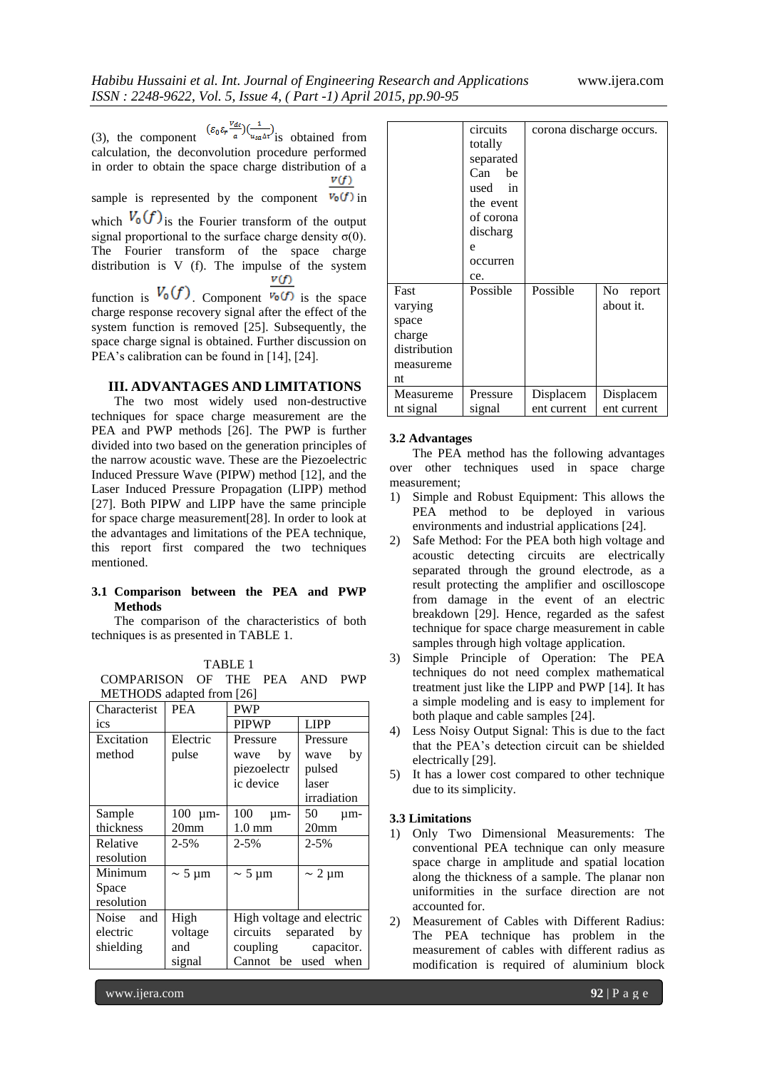(3), the component $(\varepsilon_0 \varepsilon_r \frac{V_{dc}}{a})(\frac{1}{u_{sa}\Delta\tau})$ is obtained from calculation, the deconvolution procedure performed in order to obtain the space charge distribution of a sample is represented by the component $\frac{V(f)}{V_0(f)}$ in which $V_0(f)$ is the Fourier transform of the output signal proportional to the surface charge density σ(0). The Fourier transform of the space charge distribution is V (f). The impulse of the system function is $V_0(f)$. Component $\frac{V(f)}{V_0(f)}$ is the space charge response recovery signal after the effect of the system function is removed [25]. Subsequently, the space charge signal is obtained. Further discussion on PEA's calibration can be found in [14], [24].

## III. ADVANTAGES AND LIMITATIONS

The two most widely used non-destructive techniques for space charge measurement are the PEA and PWP methods [26]. The PWP is further divided into two based on the generation principles of the narrow acoustic wave. These are the Piezoelectric Induced Pressure Wave (PIPW) method [12], and the Laser Induced Pressure Propagation (LIPP) method [27]. Both PIPW and LIPP have the same principle for space charge measurement[28]. In order to look at the advantages and limitations of the PEA technique, this report first compared the two techniques mentioned.

### 3.1 Comparison between the PEA and PWP Methods

The comparison of the characteristics of both techniques is as presented in TABLE 1.

TABLE 1
COMPARISON OF THE PEA AND PWP METHODS adapted from [26]

| Characteristics | PEA | PWP | |
|---|---|---|---|
| | | PIPWP | LIPP |
| Excitation method | Electric pulse | Pressure wave by piezoelectric device | Pressure wave by pulsed laser irradiation |
| Sample thickness | 100 µm-20mm | 100 µm-1.0 mm | 50 µm-20mm |
| Relative resolution | 2-5% | 2-5% | 2-5% |
| Minimum Space resolution | ~ 5 µm | ~ 5 µm | ~ 2 µm |
| Noise and electric shielding | High voltage and signal circuits totally separated Can be used in the event of corona discharge occurrence. | High voltage and electric circuits separated by coupling capacitor. Cannot be used when corona discharge occurs. | |
| Fast varying space charge distribution measurement | Possible | Possible | No report about it. |
| Measurement signal | Pressure signal | Displacement current | Displacement current |

### 3.2 Advantages

The PEA method has the following advantages over other techniques used in space charge measurement;

1) Simple and Robust Equipment: This allows the PEA method to be deployed in various environments and industrial applications [24].
2) Safe Method: For the PEA both high voltage and acoustic detecting circuits are electrically separated through the ground electrode, as a result protecting the amplifier and oscilloscope from damage in the event of an electric breakdown [29]. Hence, regarded as the safest technique for space charge measurement in cable samples through high voltage application.
3) Simple Principle of Operation: The PEA techniques do not need complex mathematical treatment just like the LIPP and PWP [14]. It has a simple modeling and is easy to implement for both plaque and cable samples [24].
4) Less Noisy Output Signal: This is due to the fact that the PEA's detection circuit can be shielded electrically [29].
5) It has a lower cost compared to other technique due to its simplicity.

### 3.3 Limitations

1) Only Two Dimensional Measurements: The conventional PEA technique can only measure space charge in amplitude and spatial location along the thickness of a sample. The planar non uniformities in the surface direction are not accounted for.
2) Measurement of Cables with Different Radius: The PEA technique has problem in the measurement of cables with different radius as modification is required of aluminium block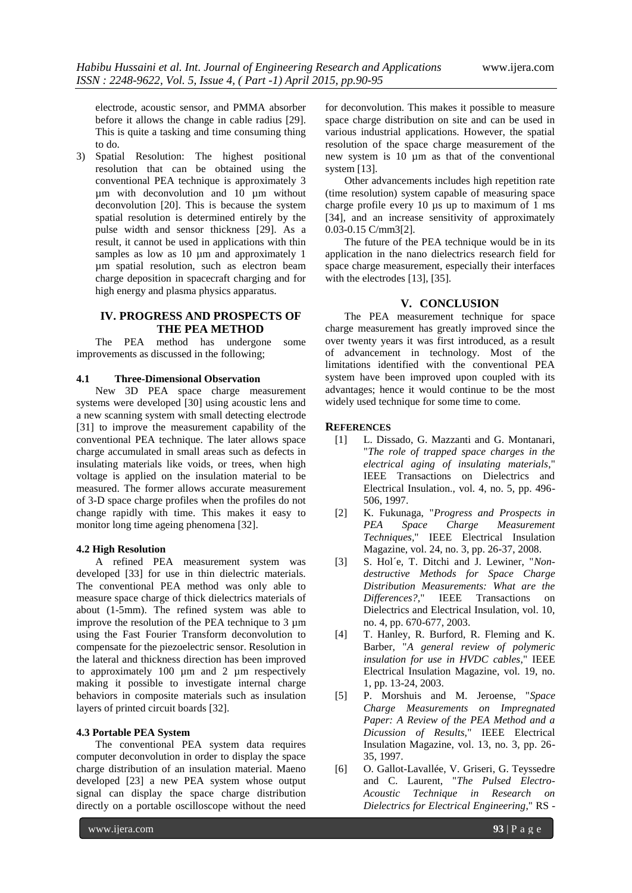electrode, acoustic sensor, and PMMA absorber before it allows the change in cable radius [29]. This is quite a tasking and time consuming thing to do.

3) Spatial Resolution: The highest positional resolution that can be obtained using the conventional PEA technique is approximately 3 µm with deconvolution and 10 µm without deconvolution [20]. This is because the system spatial resolution is determined entirely by the pulse width and sensor thickness [29]. As a result, it cannot be used in applications with thin samples as low as 10 µm and approximately 1 µm spatial resolution, such as electron beam charge deposition in spacecraft charging and for high energy and plasma physics apparatus.

## IV. PROGRESS AND PROSPECTS OF THE PEA METHOD

The PEA method has undergone some improvements as discussed in the following;

### 4.1 Three-Dimensional Observation

New 3D PEA space charge measurement systems were developed [30] using acoustic lens and a new scanning system with small detecting electrode [31] to improve the measurement capability of the conventional PEA technique. The later allows space charge accumulated in small areas such as defects in insulating materials like voids, or trees, when high voltage is applied on the insulation material to be measured. The former allows accurate measurement of 3-D space charge profiles when the profiles do not change rapidly with time. This makes it easy to monitor long time ageing phenomena [32].

### 4.2 High Resolution

A refined PEA measurement system was developed [33] for use in thin dielectric materials. The conventional PEA method was only able to measure space charge of thick dielectrics materials of about (1-5mm). The refined system was able to improve the resolution of the PEA technique to 3 µm using the Fast Fourier Transform deconvolution to compensate for the piezoelectric sensor. Resolution in the lateral and thickness direction has been improved to approximately 100 µm and 2 µm respectively making it possible to investigate internal charge behaviors in composite materials such as insulation layers of printed circuit boards [32].

### 4.3 Portable PEA System

The conventional PEA system data requires computer deconvolution in order to display the space charge distribution of an insulation material. Maeno developed [23] a new PEA system whose output signal can display the space charge distribution directly on a portable oscilloscope without the need for deconvolution. This makes it possible to measure space charge distribution on site and can be used in various industrial applications. However, the spatial resolution of the space charge measurement of the new system is 10 µm as that of the conventional system [13].

Other advancements includes high repetition rate (time resolution) system capable of measuring space charge profile every 10 µs up to maximum of 1 ms [34], and an increase sensitivity of approximately 0.03-0.15 C/mm3[2].

The future of the PEA technique would be in its application in the nano dielectrics research field for space charge measurement, especially their interfaces with the electrodes [13], [35].

## V. CONCLUSION

The PEA measurement technique for space charge measurement has greatly improved since the over twenty years it was first introduced, as a result of advancement in technology. Most of the limitations identified with the conventional PEA system have been improved upon coupled with its advantages; hence it would continue to be the most widely used technique for some time to come.

## REFERENCES

[1] L. Dissado, G. Mazzanti and G. Montanari, "*The role of trapped space charges in the electrical aging of insulating materials*," IEEE Transactions on Dielectrics and Electrical Insulation., vol. 4, no. 5, pp. 496-506, 1997.

[2] K. Fukunaga, "*Progress and Prospects in PEA Space Charge Measurement Techniques*," IEEE Electrical Insulation Magazine, vol. 24, no. 3, pp. 26-37, 2008.

[3] S. Hol´e, T. Ditchi and J. Lewiner, "*Non-destructive Methods for Space Charge Distribution Measurements: What are the Differences?*," IEEE Transactions on Dielectrics and Electrical Insulation, vol. 10, no. 4, pp. 670-677, 2003.

[4] T. Hanley, R. Burford, R. Fleming and K. Barber, "*A general review of polymeric insulation for use in HVDC cables*," IEEE Electrical Insulation Magazine, vol. 19, no. 1, pp. 13-24, 2003.

[5] P. Morshuis and M. Jeroense, "*Space Charge Measurements on Impregnated Paper: A Review of the PEA Method and a Dicussion of Results*," IEEE Electrical Insulation Magazine, vol. 13, no. 3, pp. 26-35, 1997.

[6] O. Gallot-Lavallée, V. Griseri, G. Teyssedre and C. Laurent, "*The Pulsed Electro-Acoustic Technique in Research on Dielectrics for Electrical Engineering*," RS -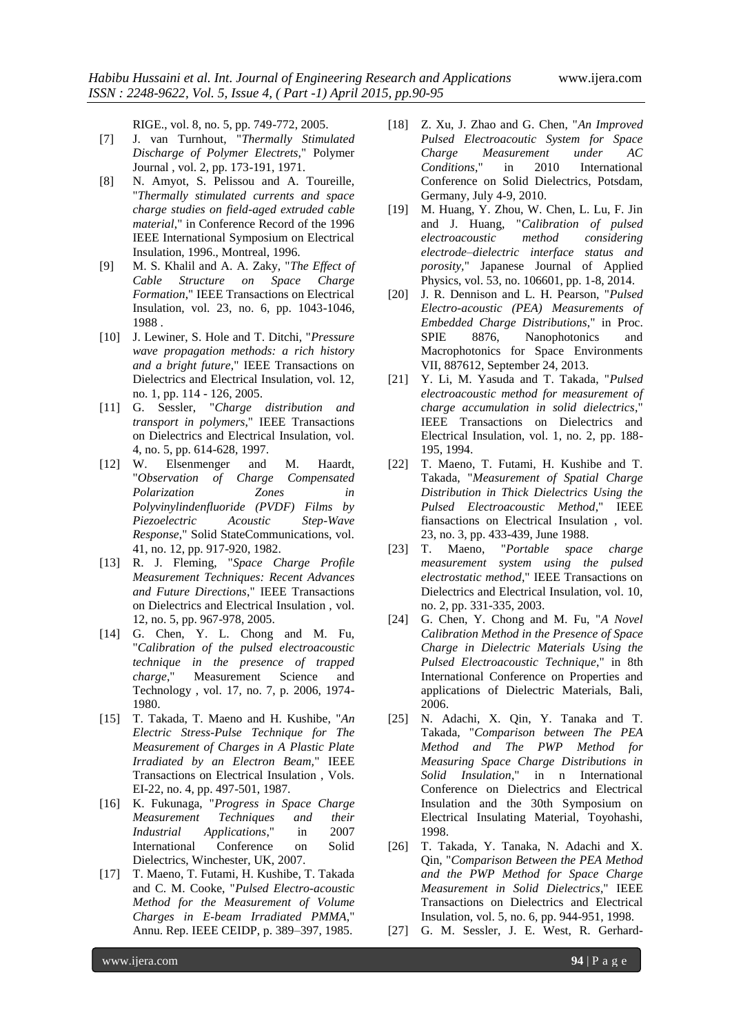RIGE., vol. 8, no. 5, pp. 749-772, 2005.

[7] J. van Turnhout, "*Thermally Stimulated Discharge of Polymer Electrets*," Polymer Journal , vol. 2, pp. 173-191, 1971.

[8] N. Amyot, S. Pelissou and A. Toureille, "*Thermally stimulated currents and space charge studies on field-aged extruded cable material*," in Conference Record of the 1996 IEEE International Symposium on Electrical Insulation, 1996., Montreal, 1996.

[9] M. S. Khalil and A. A. Zaky, "*The Effect of Cable Structure on Space Charge Formation*," IEEE Transactions on Electrical Insulation, vol. 23, no. 6, pp. 1043-1046, 1988 .

[10] J. Lewiner, S. Hole and T. Ditchi, "*Pressure wave propagation methods: a rich history and a bright future*," IEEE Transactions on Dielectrics and Electrical Insulation, vol. 12, no. 1, pp. 114 - 126, 2005.

[11] G. Sessler, "*Charge distribution and transport in polymers*," IEEE Transactions on Dielectrics and Electrical Insulation, vol. 4, no. 5, pp. 614-628, 1997.

[12] W. Elsenmenger and M. Haardt, "*Observation of Charge Compensated Polarization Zones in Polyvinylindenfluoride (PVDF) Films by Piezoelectric Acoustic Step-Wave Response*," Solid StateCommunications, vol. 41, no. 12, pp. 917-920, 1982.

[13] R. J. Fleming, "*Space Charge Profile Measurement Techniques: Recent Advances and Future Directions*," IEEE Transactions on Dielectrics and Electrical Insulation , vol. 12, no. 5, pp. 967-978, 2005.

[14] G. Chen, Y. L. Chong and M. Fu, "*Calibration of the pulsed electroacoustic technique in the presence of trapped charge*," Measurement Science and Technology , vol. 17, no. 7, p. 2006, 1974-1980.

[15] T. Takada, T. Maeno and H. Kushibe, "*An Electric Stress-Pulse Technique for The Measurement of Charges in A Plastic Plate Irradiated by an Electron Beam*," IEEE Transactions on Electrical Insulation , Vols. EI-22, no. 4, pp. 497-501, 1987.

[16] K. Fukunaga, "*Progress in Space Charge Measurement Techniques and their Industrial Applications*," in 2007 International Conference on Solid Dielectrics, Winchester, UK, 2007.

[17] T. Maeno, T. Futami, H. Kushibe, T. Takada and C. M. Cooke, "*Pulsed Electro-acoustic Method for the Measurement of Volume Charges in E-beam Irradiated PMMA*," Annu. Rep. IEEE CEIDP, p. 389–397, 1985.

[18] Z. Xu, J. Zhao and G. Chen, "*An Improved Pulsed Electroacoutic System for Space Charge Measurement under AC Conditions*," in 2010 International Conference on Solid Dielectrics, Potsdam, Germany, July 4-9, 2010.

[19] M. Huang, Y. Zhou, W. Chen, L. Lu, F. Jin and J. Huang, "*Calibration of pulsed electroacoustic method considering electrode–dielectric interface status and porosity*," Japanese Journal of Applied Physics, vol. 53, no. 106601, pp. 1-8, 2014.

[20] J. R. Dennison and L. H. Pearson, "*Pulsed Electro-acoustic (PEA) Measurements of Embedded Charge Distributions*," in Proc. SPIE 8876, Nanophotonics and Macrophotonics for Space Environments VII, 887612, September 24, 2013.

[21] Y. Li, M. Yasuda and T. Takada, "*Pulsed electroacoustic method for measurement of charge accumulation in solid dielectrics*," IEEE Transactions on Dielectrics and Electrical Insulation, vol. 1, no. 2, pp. 188-195, 1994.

[22] T. Maeno, T. Futami, H. Kushibe and T. Takada, "*Measurement of Spatial Charge Distribution in Thick Dielectrics Using the Pulsed Electroacoustic Method*," IEEE fiansactions on Electrical Insulation , vol. 23, no. 3, pp. 433-439, June 1988.

[23] T. Maeno, "*Portable space charge measurement system using the pulsed electrostatic method*," IEEE Transactions on Dielectrics and Electrical Insulation, vol. 10, no. 2, pp. 331-335, 2003.

[24] G. Chen, Y. Chong and M. Fu, "*A Novel Calibration Method in the Presence of Space Charge in Dielectric Materials Using the Pulsed Electroacoustic Technique*," in 8th International Conference on Properties and applications of Dielectric Materials, Bali, 2006.

[25] N. Adachi, X. Qin, Y. Tanaka and T. Takada, "*Comparison between The PEA Method and The PWP Method for Measuring Space Charge Distributions in Solid Insulation*," in n International Conference on Dielectrics and Electrical Insulation and the 30th Symposium on Electrical Insulating Material, Toyohashi, 1998.

[26] T. Takada, Y. Tanaka, N. Adachi and X. Qin, "*Comparison Between the PEA Method and the PWP Method for Space Charge Measurement in Solid Dielectrics*," IEEE Transactions on Dielectrics and Electrical Insulation, vol. 5, no. 6, pp. 944-951, 1998.

[27] G. M. Sessler, J. E. West, R. Gerhard-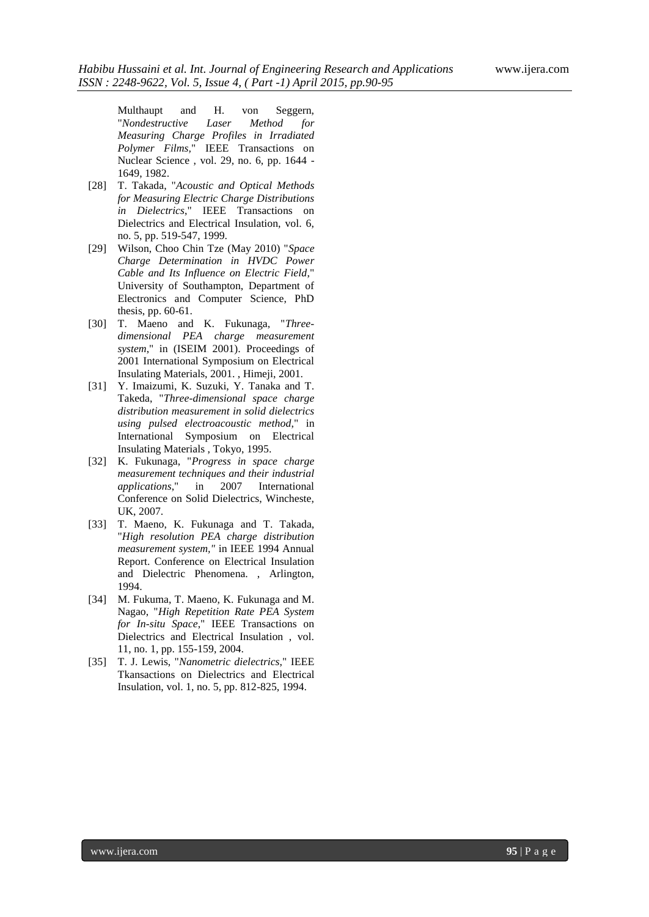Multhaupt and H. von Seggern, "*Nondestructive Laser Method for Measuring Charge Profiles in Irradiated Polymer Films*," IEEE Transactions on Nuclear Science , vol. 29, no. 6, pp. 1644 - 1649, 1982.

[28] T. Takada, "*Acoustic and Optical Methods for Measuring Electric Charge Distributions in Dielectrics*," IEEE Transactions on Dielectrics and Electrical Insulation, vol. 6, no. 5, pp. 519-547, 1999.

[29] Wilson, Choo Chin Tze (May 2010) "*Space Charge Determination in HVDC Power Cable and Its Influence on Electric Field*," University of Southampton, Department of Electronics and Computer Science, PhD thesis, pp. 60-61.

[30] T. Maeno and K. Fukunaga, "*Three-dimensional PEA charge measurement system*," in (ISEIM 2001). Proceedings of 2001 International Symposium on Electrical Insulating Materials, 2001. , Himeji, 2001.

[31] Y. Imaizumi, K. Suzuki, Y. Tanaka and T. Takeda, "*Three-dimensional space charge distribution measurement in solid dielectrics using pulsed electroacoustic method*," in International Symposium on Electrical Insulating Materials , Tokyo, 1995.

[32] K. Fukunaga, "*Progress in space charge measurement techniques and their industrial applications*," in 2007 International Conference on Solid Dielectrics, Wincheste, UK, 2007.

[33] T. Maeno, K. Fukunaga and T. Takada, "*High resolution PEA charge distribution measurement system,"* in IEEE 1994 Annual Report. Conference on Electrical Insulation and Dielectric Phenomena. , Arlington, 1994.

[34] M. Fukuma, T. Maeno, K. Fukunaga and M. Nagao, "*High Repetition Rate PEA System for In-situ Space*," IEEE Transactions on Dielectrics and Electrical Insulation , vol. 11, no. 1, pp. 155-159, 2004.

[35] T. J. Lewis, "*Nanometric dielectrics*," IEEE Tkansactions on Dielectrics and Electrical Insulation, vol. 1, no. 5, pp. 812-825, 1994.